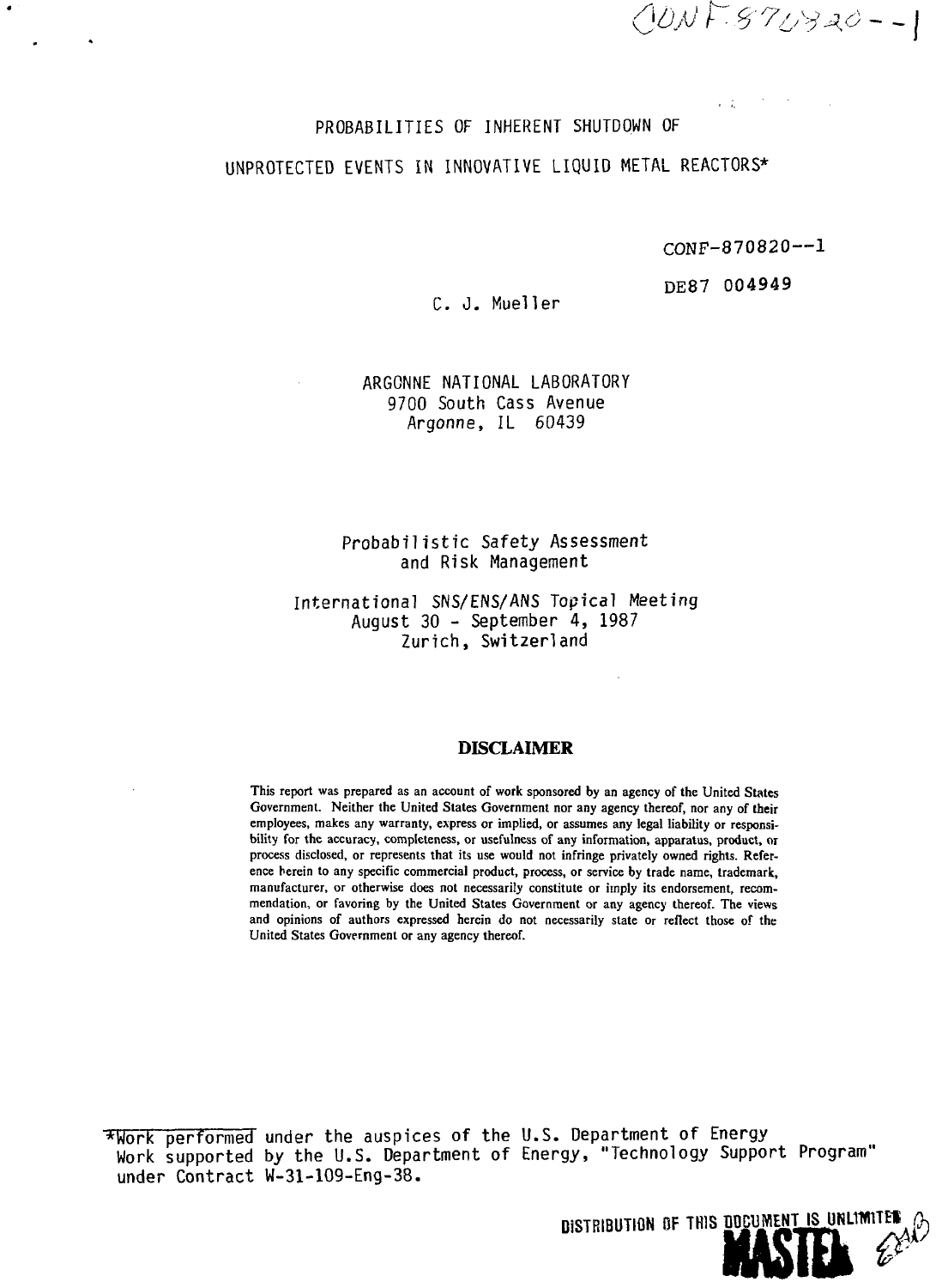CONF-870820--1

# PROBABILITIES OF INHERENT SHUTDOWN OF UNPROTECTED EVENTS IN INNOVATIVE LIQUID METAL REACTORS*

CONF-870820--1

DE87 004949

C. J. Mueller

ARGONNE NATIONAL LABORATORY
9700 South Cass Avenue
Argonne, IL 60439

Probabilistic Safety Assessment and Risk Management

International SNS/ENS/ANS Topical Meeting
August 30 - September 4, 1987
Zurich, Switzerland

## DISCLAIMER

This report was prepared as an account of work sponsored by an agency of the United States Government. Neither the United States Government nor any agency thereof, nor any of their employees, makes any warranty, express or implied, or assumes any legal liability or responsibility for the accuracy, completeness, or usefulness of any information, apparatus, product, or process disclosed, or represents that its use would not infringe privately owned rights. Reference herein to any specific commercial product, process, or service by trade name, trademark, manufacturer, or otherwise does not necessarily constitute or imply its endorsement, recommendation, or favoring by the United States Government or any agency thereof. The views and opinions of authors expressed herein do not necessarily state or reflect those of the United States Government or any agency thereof.

*Work performed under the auspices of the U.S. Department of Energy
Work supported by the U.S. Department of Energy, "Technology Support Program" under Contract W-31-109-Eng-38.

DISTRIBUTION OF THIS DOCUMENT IS UNLIMITED

MASTER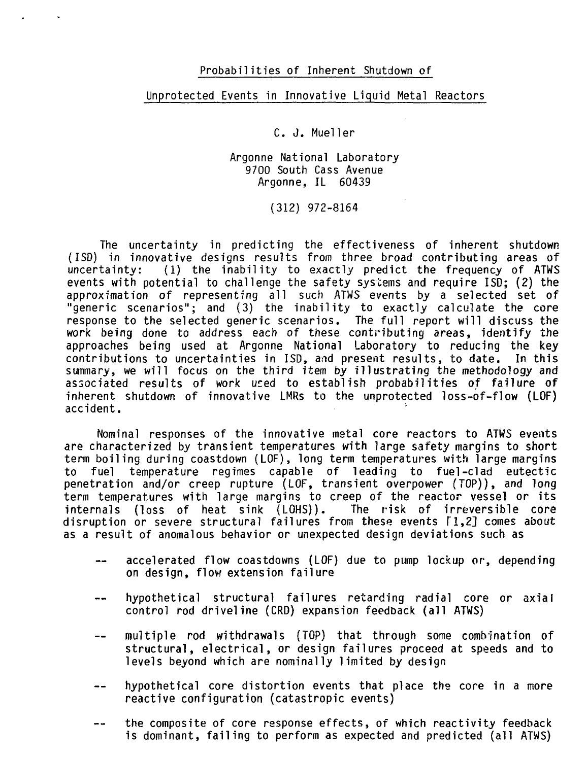Probabilities of Inherent Shutdown of

Unprotected Events in Innovative Liquid Metal Reactors

C. J. Mueller

Argonne National Laboratory
9700 South Cass Avenue
Argonne, IL 60439

(312) 972-8164

The uncertainty in predicting the effectiveness of inherent shutdown (ISD) in innovative designs results from three broad contributing areas of uncertainty: (1) the inability to exactly predict the frequency of ATWS events with potential to challenge the safety systems and require ISD; (2) the approximation of representing all such ATWS events by a selected set of "generic scenarios"; and (3) the inability to exactly calculate the core response to the selected generic scenarios. The full report will discuss the work being done to address each of these contributing areas, identify the approaches being used at Argonne National Laboratory to reducing the key contributions to uncertainties in ISD, and present results, to date. In this summary, we will focus on the third item by illustrating the methodology and associated results of work used to establish probabilities of failure of inherent shutdown of innovative LMRs to the unprotected loss-of-flow (LOF) accident.

Nominal responses of the innovative metal core reactors to ATWS events are characterized by transient temperatures with large safety margins to short term boiling during coastdown (LOF), long term temperatures with large margins to fuel temperature regimes capable of leading to fuel-clad eutectic penetration and/or creep rupture (LOF, transient overpower (TOP)), and long term temperatures with large margins to creep of the reactor vessel or its internals (loss of heat sink (LOHS)). The risk of irreversible core disruption or severe structural failures from these events [1,2] comes about as a result of anomalous behavior or unexpected design deviations such as

- accelerated flow coastdowns (LOF) due to pump lockup or, depending on design, flow extension failure
- hypothetical structural failures retarding radial core or axial control rod driveline (CRD) expansion feedback (all ATWS)
- multiple rod withdrawals (TOP) that through some combination of structural, electrical, or design failures proceed at speeds and to levels beyond which are nominally limited by design
- hypothetical core distortion events that place the core in a more reactive configuration (catastropic events)
- the composite of core response effects, of which reactivity feedback is dominant, failing to perform as expected and predicted (all ATWS)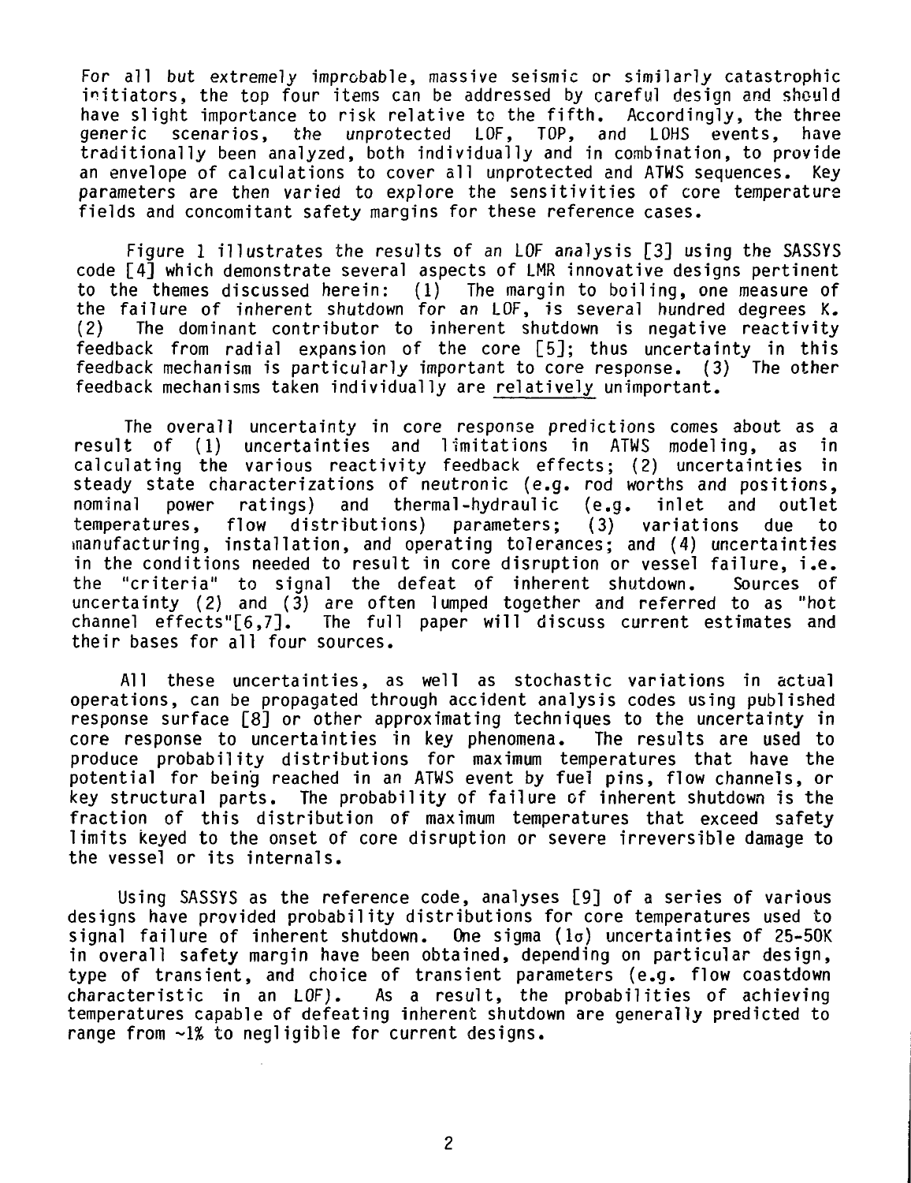For all but extremely improbable, massive seismic or similarly catastrophic initiators, the top four items can be addressed by careful design and should have slight importance to risk relative to the fifth. Accordingly, the three generic scenarios, the unprotected LOF, TOP, and LOHS events, have traditionally been analyzed, both individually and in combination, to provide an envelope of calculations to cover all unprotected and ATWS sequences. Key parameters are then varied to explore the sensitivities of core temperature fields and concomitant safety margins for these reference cases.

Figure 1 illustrates the results of an LOF analysis [3] using the SASSYS code [4] which demonstrate several aspects of LMR innovative designs pertinent to the themes discussed herein: (1) The margin to boiling, one measure of the failure of inherent shutdown for an LOF, is several hundred degrees K. (2) The dominant contributor to inherent shutdown is negative reactivity feedback from radial expansion of the core [5]; thus uncertainty in this feedback mechanism is particularly important to core response. (3) The other feedback mechanisms taken individually are relatively unimportant.

The overall uncertainty in core response predictions comes about as a result of (1) uncertainties and limitations in ATWS modeling, as in calculating the various reactivity feedback effects; (2) uncertainties in steady state characterizations of neutronic (e.g. rod worths and positions, nominal power ratings) and thermal-hydraulic (e.g. inlet and outlet temperatures, flow distributions) parameters; (3) variations due to manufacturing, installation, and operating tolerances; and (4) uncertainties in the conditions needed to result in core disruption or vessel failure, i.e. the "criteria" to signal the defeat of inherent shutdown. Sources of uncertainty (2) and (3) are often lumped together and referred to as "hot channel effects"[6,7]. The full paper will discuss current estimates and their bases for all four sources.

All these uncertainties, as well as stochastic variations in actual operations, can be propagated through accident analysis codes using published response surface [8] or other approximating techniques to the uncertainty in core response to uncertainties in key phenomena. The results are used to produce probability distributions for maximum temperatures that have the potential for being reached in an ATWS event by fuel pins, flow channels, or key structural parts. The probability of failure of inherent shutdown is the fraction of this distribution of maximum temperatures that exceed safety limits keyed to the onset of core disruption or severe irreversible damage to the vessel or its internals.

Using SASSYS as the reference code, analyses [9] of a series of various designs have provided probability distributions for core temperatures used to signal failure of inherent shutdown. One sigma ($1\sigma$) uncertainties of 25-50K in overall safety margin have been obtained, depending on particular design, type of transient, and choice of transient parameters (e.g. flow coastdown characteristic in an LOF). As a result, the probabilities of achieving temperatures capable of defeating inherent shutdown are generally predicted to range from ~1% to negligible for current designs.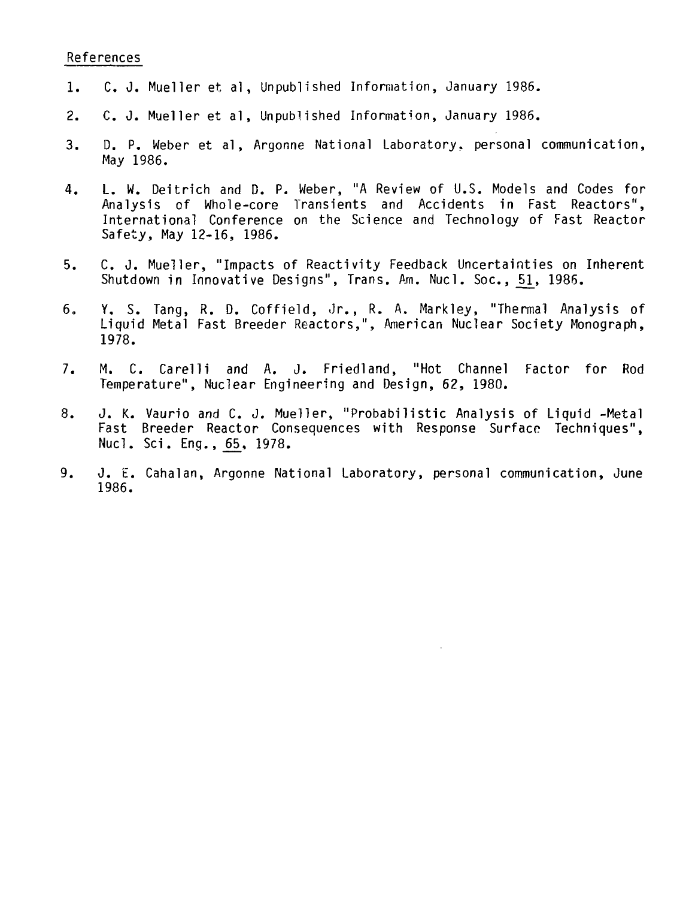## References

1. C. J. Mueller et al, Unpublished Information, January 1986.

2. C. J. Mueller et al, Unpublished Information, January 1986.

3. D. P. Weber et al, Argonne National Laboratory, personal communication, May 1986.

4. L. W. Deitrich and D. P. Weber, "A Review of U.S. Models and Codes for Analysis of Whole-core Transients and Accidents in Fast Reactors", International Conference on the Science and Technology of Fast Reactor Safety, May 12-16, 1986.

5. C. J. Mueller, "Impacts of Reactivity Feedback Uncertainties on Inherent Shutdown in Innovative Designs", Trans. Am. Nucl. Soc., 51, 1986.

6. Y. S. Tang, R. D. Coffield, Jr., R. A. Markley, "Thermal Analysis of Liquid Metal Fast Breeder Reactors,", American Nuclear Society Monograph, 1978.

7. M. C. Carelli and A. J. Friedland, "Hot Channel Factor for Rod Temperature", Nuclear Engineering and Design, 62, 1980.

8. J. K. Vaurio and C. J. Mueller, "Probabilistic Analysis of Liquid -Metal Fast Breeder Reactor Consequences with Response Surface Techniques", Nucl. Sci. Eng., 65, 1978.

9. J. E. Cahalan, Argonne National Laboratory, personal communication, June 1986.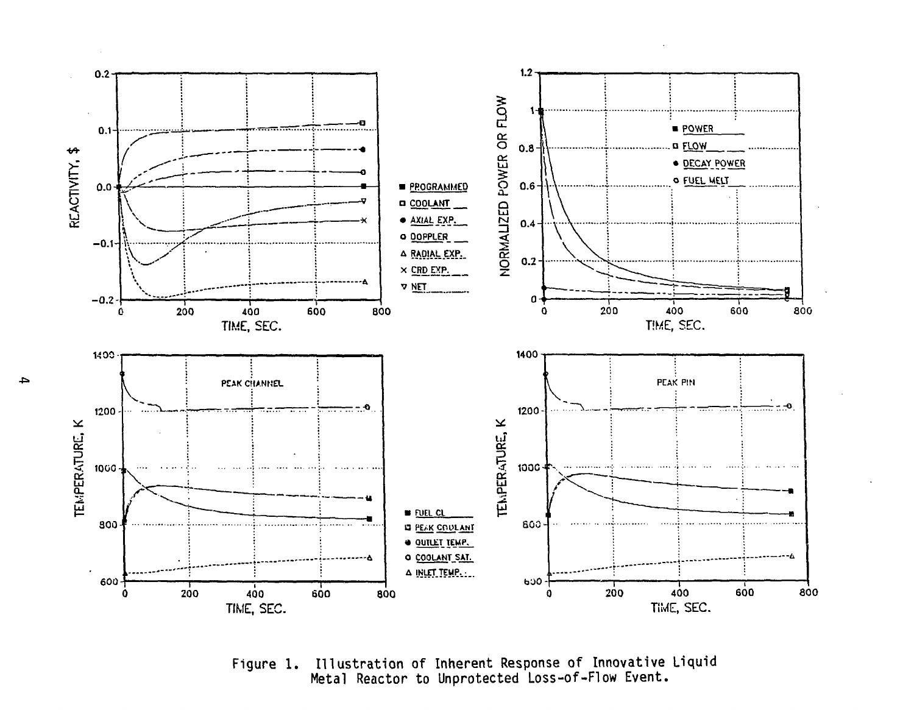0.2

0.1

0.0

-0.1

-0.2

REACTIVITY, $

0 200 400 600 800

TIME, SEC.

PROGRAMMED
COOLANT
AXIAL EXP.
DOPPLER
RADIAL EXP.
CRD EXP.
NET

1.2

1

0.8

0.6

0.4

0.2

0

NORMALIZED POWER OR FLOW

0 200 400 600 800

TIME, SEC.

POWER
FLOW
DECAY POWER
FUEL MELT

1400

1200

1000

800

600

TEMPERATURE, K

PEAK CHANNEL

0 200 400 600 800

TIME, SEC.

FUEL CL
PEAK COOLANT
OUTLET TEMP.
COOLANT SAT.
INLET TEMP.

1400

1200

1000

800

600

TEMPERATURE, K

PEAK PIN

0 200 400 600 800

TIME, SEC.

Figure 1. Illustration of Inherent Response of Innovative Liquid Metal Reactor to Unprotected Loss-of-Flow Event.